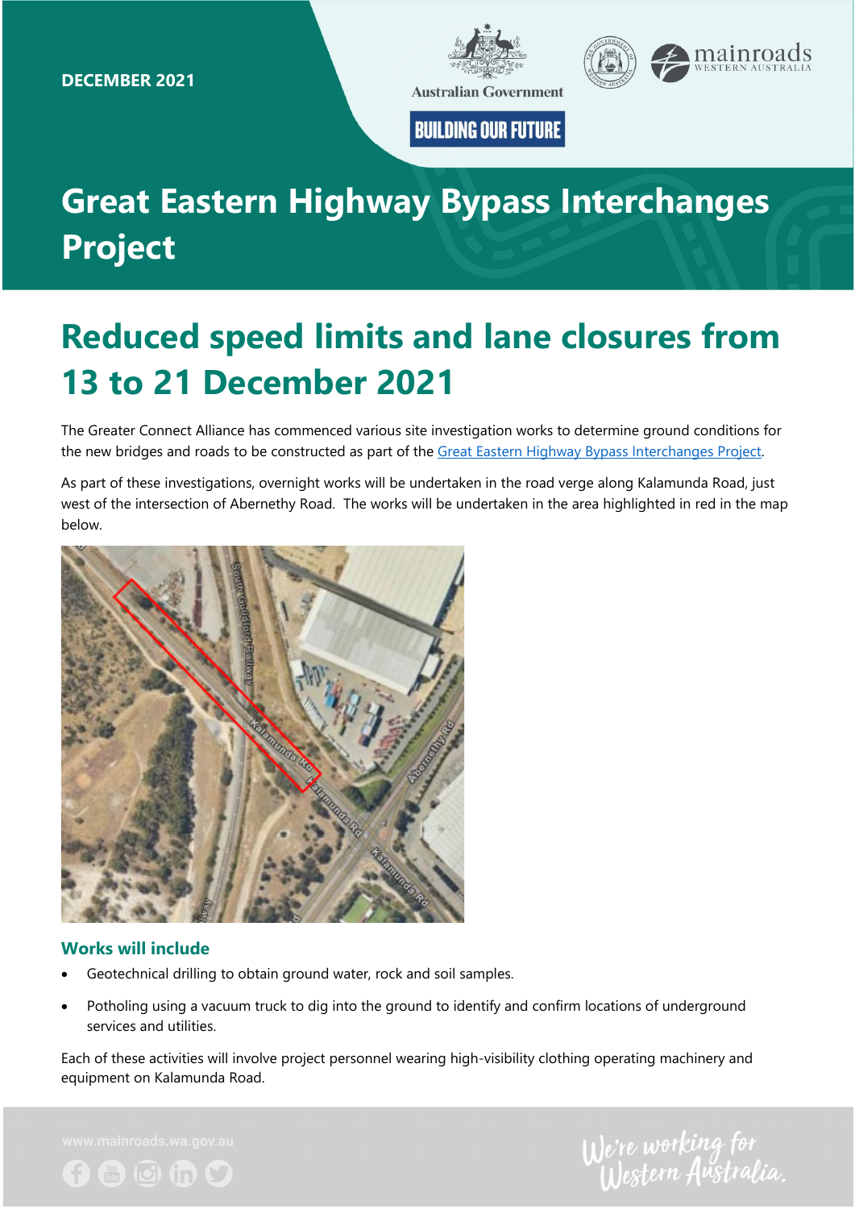DECEMBER 2021

# Great Eastern Highway Bypass Interchanges Project

## Reduced speed limits and lane closures from 13 to 21 December 2021

The Greater Connect Alliance has commenced various site investigation works to determine ground conditions for the new bridges and roads to be constructed as part of the [Great Eastern Highway Bypass Interchanges Project](#).

As part of these investigations, overnight works will be undertaken in the road verge along Kalamunda Road, just west of the intersection of Abernethy Road. The works will be undertaken in the area highlighted in red in the map below.

### Works will include

- Geotechnical drilling to obtain ground water, rock and soil samples.
- Potholing using a vacuum truck to dig into the ground to identify and confirm locations of underground services and utilities.

Each of these activities will involve project personnel wearing high-visibility clothing operating machinery and equipment on Kalamunda Road.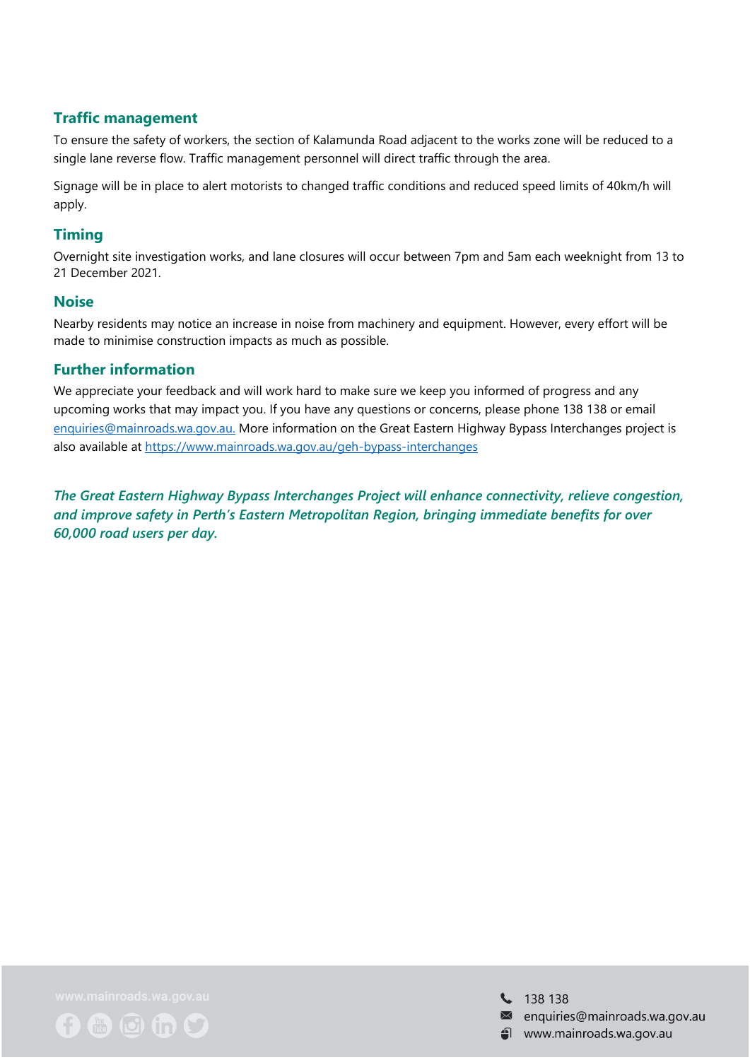## Traffic management

To ensure the safety of workers, the section of Kalamunda Road adjacent to the works zone will be reduced to a single lane reverse flow. Traffic management personnel will direct traffic through the area.

Signage will be in place to alert motorists to changed traffic conditions and reduced speed limits of 40km/h will apply.

## Timing

Overnight site investigation works, and lane closures will occur between 7pm and 5am each weeknight from 13 to 21 December 2021.

## Noise

Nearby residents may notice an increase in noise from machinery and equipment. However, every effort will be made to minimise construction impacts as much as possible.

## Further information

We appreciate your feedback and will work hard to make sure we keep you informed of progress and any upcoming works that may impact you. If you have any questions or concerns, please phone 138 138 or email enquiries@mainroads.wa.gov.au. More information on the Great Eastern Highway Bypass Interchanges project is also available at https://www.mainroads.wa.gov.au/geh-bypass-interchanges

***The Great Eastern Highway Bypass Interchanges Project will enhance connectivity, relieve congestion, and improve safety in Perth's Eastern Metropolitan Region, bringing immediate benefits for over 60,000 road users per day.***

www.mainroads.wa.gov.au

138 138
enquiries@mainroads.wa.gov.au
www.mainroads.wa.gov.au